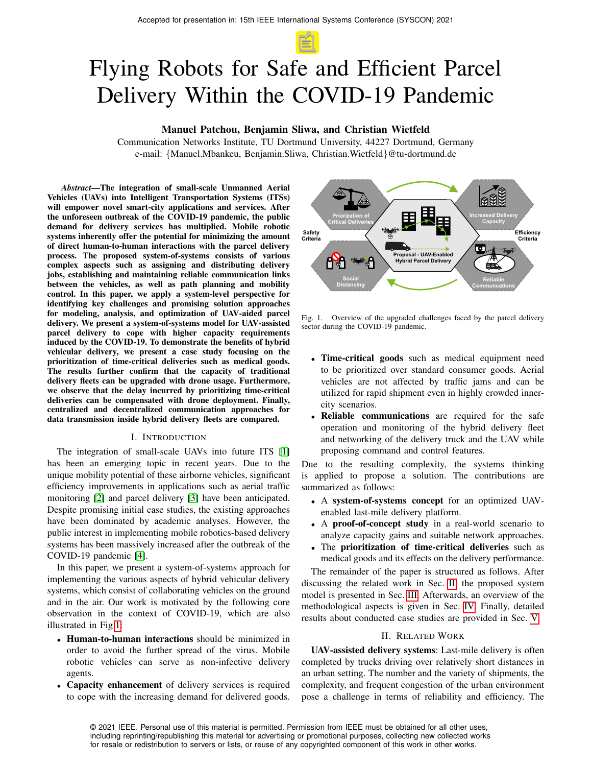Accepted for presentation in: 15th IEEE International Systems Conference (SYSCON) 2021

# Flying Robots for Safe and Efficient Parcel Delivery Within the COVID-19 Pandemic

**Manuel Patchou, Benjamin Sliwa, and Christian Wietfeld**

Communication Networks Institute, TU Dortmund University, 44227 Dortmund, Germany

e-mail: {Manuel.Mbankeu, Benjamin.Sliwa, Christian.Wietfeld}@tu-dortmund.de

***Abstract*—The integration of small-scale Unmanned Aerial Vehicles (UAVs) into Intelligent Transportation Systems (ITSs) will empower novel smart-city applications and services. After the unforeseen outbreak of the COVID-19 pandemic, the public demand for delivery services has multiplied. Mobile robotic systems inherently offer the potential for minimizing the amount of direct human-to-human interactions with the parcel delivery process. The proposed system-of-systems consists of various complex aspects such as assigning and distributing delivery jobs, establishing and maintaining reliable communication links between the vehicles, as well as path planning and mobility control. In this paper, we apply a system-level perspective for identifying key challenges and promising solution approaches for modeling, analysis, and optimization of UAV-aided parcel delivery. We present a system-of-systems model for UAV-assisted parcel delivery to cope with higher capacity requirements induced by the COVID-19. To demonstrate the benefits of hybrid vehicular delivery, we present a case study focusing on the prioritization of time-critical deliveries such as medical goods. The results further confirm that the capacity of traditional delivery fleets can be upgraded with drone usage. Furthermore, we observe that the delay incurred by prioritizing time-critical deliveries can be compensated with drone deployment. Finally, centralized and decentralized communication approaches for data transmission inside hybrid delivery fleets are compared.**

## I. Introduction

The integration of small-scale UAVs into future ITS [1] has been an emerging topic in recent years. Due to the unique mobility potential of these airborne vehicles, significant efficiency improvements in applications such as aerial traffic monitoring [2] and parcel delivery [3] have been anticipated. Despite promising initial case studies, the existing approaches have been dominated by academic analyses. However, the public interest in implementing mobile robotics-based delivery systems has been massively increased after the outbreak of the COVID-19 pandemic [4].

In this paper, we present a system-of-systems approach for implementing the various aspects of hybrid vehicular delivery systems, which consist of collaborating vehicles on the ground and in the air. Our work is motivated by the following core observation in the context of COVID-19, which are also illustrated in Fig. 1:

- **Human-to-human interactions** should be minimized in order to avoid the further spread of the virus. Mobile robotic vehicles can serve as non-infective delivery agents.
- **Capacity enhancement** of delivery services is required to cope with the increasing demand for delivered goods.
- **Time-critical goods** such as medical equipment need to be prioritized over standard consumer goods. Aerial vehicles are not affected by traffic jams and can be utilized for rapid shipment even in highly crowded inner-city scenarios.
- **Reliable communications** are required for the safe operation and monitoring of the hybrid delivery fleet and networking of the delivery truck and the UAV while proposing command and control features.

Priorization of Critical Deliveries

Increased Delivery Capacity

Safety Criteria

Efficiency Criteria

Proposal - UAV-Enabled Hybrid Parcel Delivery

Social Distancing

Reliable Communications

Fig. 1. Overview of the upgraded challenges faced by the parcel delivery sector during the COVID-19 pandemic.

Due to the resulting complexity, the systems thinking is applied to propose a solution. The contributions are summarized as follows:

- A **system-of-systems concept** for an optimized UAV-enabled last-mile delivery platform.
- A **proof-of-concept study** in a real-world scenario to analyze capacity gains and suitable network approaches.
- The **prioritization of time-critical deliveries** such as medical goods and its effects on the delivery performance.

The remainder of the paper is structured as follows. After discussing the related work in Sec. II the proposed system model is presented in Sec. III. Afterwards, an overview of the methodological aspects is given in Sec. IV. Finally, detailed results about conducted case studies are provided in Sec. V.

## II. Related Work

**UAV-assisted delivery systems**: Last-mile delivery is often completed by trucks driving over relatively short distances in an urban setting. The number and the variety of shipments, the complexity, and frequent congestion of the urban environment pose a challenge in terms of reliability and efficiency. The

© 2021 IEEE. Personal use of this material is permitted. Permission from IEEE must be obtained for all other uses, including reprinting/republishing this material for advertising or promotional purposes, collecting new collected works for resale or redistribution to servers or lists, or reuse of any copyrighted component of this work in other works.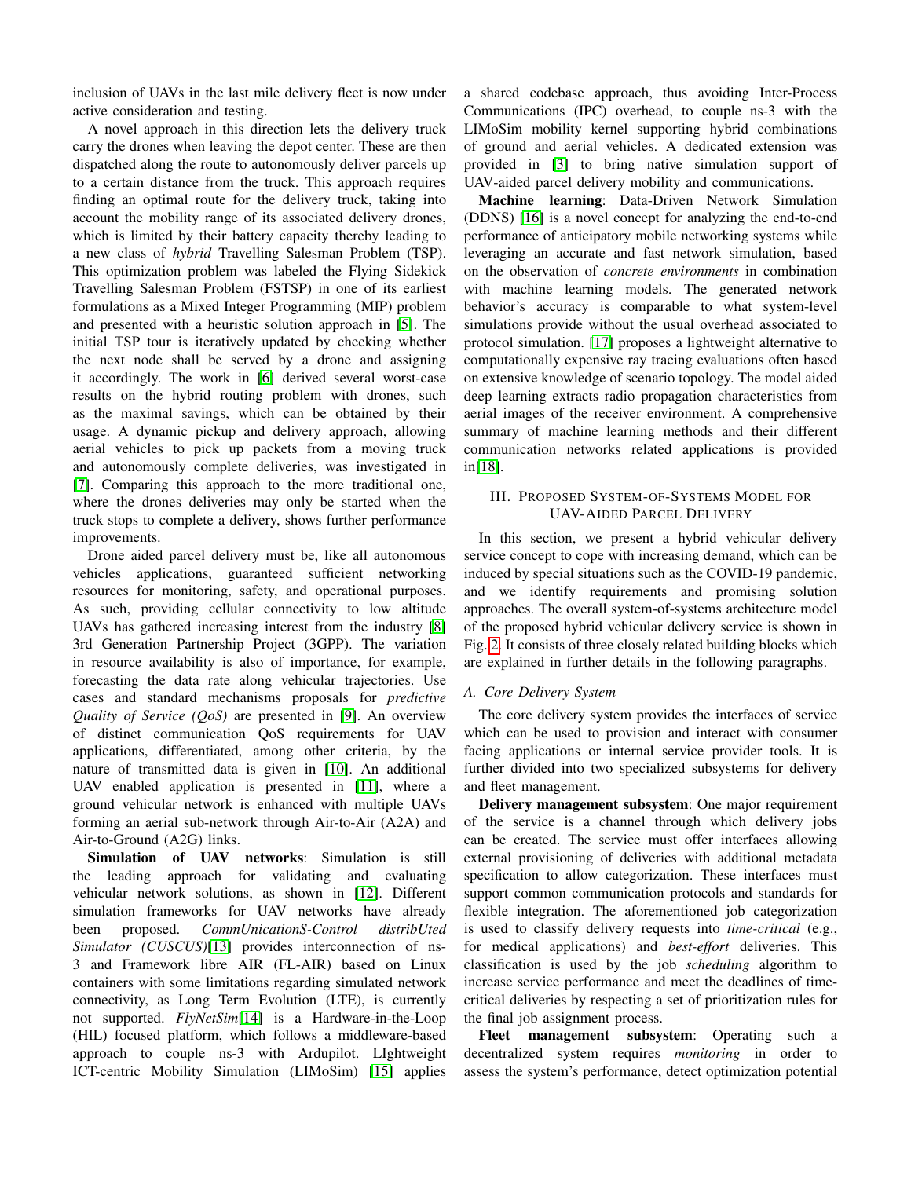inclusion of UAVs in the last mile delivery fleet is now under active consideration and testing.

A novel approach in this direction lets the delivery truck carry the drones when leaving the depot center. These are then dispatched along the route to autonomously deliver parcels up to a certain distance from the truck. This approach requires finding an optimal route for the delivery truck, taking into account the mobility range of its associated delivery drones, which is limited by their battery capacity thereby leading to a new class of *hybrid* Travelling Salesman Problem (TSP). This optimization problem was labeled the Flying Sidekick Travelling Salesman Problem (FSTSP) in one of its earliest formulations as a Mixed Integer Programming (MIP) problem and presented with a heuristic solution approach in [5]. The initial TSP tour is iteratively updated by checking whether the next node shall be served by a drone and assigning it accordingly. The work in [6] derived several worst-case results on the hybrid routing problem with drones, such as the maximal savings, which can be obtained by their usage. A dynamic pickup and delivery approach, allowing aerial vehicles to pick up packets from a moving truck and autonomously complete deliveries, was investigated in [7]. Comparing this approach to the more traditional one, where the drones deliveries may only be started when the truck stops to complete a delivery, shows further performance improvements.

Drone aided parcel delivery must be, like all autonomous vehicles applications, guaranteed sufficient networking resources for monitoring, safety, and operational purposes. As such, providing cellular connectivity to low altitude UAVs has gathered increasing interest from the industry [8] 3rd Generation Partnership Project (3GPP). The variation in resource availability is also of importance, for example, forecasting the data rate along vehicular trajectories. Use cases and standard mechanisms proposals for *predictive Quality of Service (QoS)* are presented in [9]. An overview of distinct communication QoS requirements for UAV applications, differentiated, among other criteria, by the nature of transmitted data is given in [10]. An additional UAV enabled application is presented in [11], where a ground vehicular network is enhanced with multiple UAVs forming an aerial sub-network through Air-to-Air (A2A) and Air-to-Ground (A2G) links.

**Simulation of UAV networks**: Simulation is still the leading approach for validating and evaluating vehicular network solutions, as shown in [12]. Different simulation frameworks for UAV networks have already been proposed. *CommUnicationS-Control distribUted Simulator (CUSCUS)*[13] provides interconnection of ns-3 and Framework libre AIR (FL-AIR) based on Linux containers with some limitations regarding simulated network connectivity, as Long Term Evolution (LTE), is currently not supported. *FlyNetSim*[14] is a Hardware-in-the-Loop (HIL) focused platform, which follows a middleware-based approach to couple ns-3 with Ardupilot. LIghtweight ICT-centric Mobility Simulation (LIMoSim) [15] applies a shared codebase approach, thus avoiding Inter-Process Communications (IPC) overhead, to couple ns-3 with the LIMoSim mobility kernel supporting hybrid combinations of ground and aerial vehicles. A dedicated extension was provided in [3] to bring native simulation support of UAV-aided parcel delivery mobility and communications.

**Machine learning**: Data-Driven Network Simulation (DDNS) [16] is a novel concept for analyzing the end-to-end performance of anticipatory mobile networking systems while leveraging an accurate and fast network simulation, based on the observation of *concrete environments* in combination with machine learning models. The generated network behavior's accuracy is comparable to what system-level simulations provide without the usual overhead associated to protocol simulation. [17] proposes a lightweight alternative to computationally expensive ray tracing evaluations often based on extensive knowledge of scenario topology. The model aided deep learning extracts radio propagation characteristics from aerial images of the receiver environment. A comprehensive summary of machine learning methods and their different communication networks related applications is provided in[18].

## III. Proposed System-of-Systems Model for UAV-Aided Parcel Delivery

In this section, we present a hybrid vehicular delivery service concept to cope with increasing demand, which can be induced by special situations such as the COVID-19 pandemic, and we identify requirements and promising solution approaches. The overall system-of-systems architecture model of the proposed hybrid vehicular delivery service is shown in Fig. 2. It consists of three closely related building blocks which are explained in further details in the following paragraphs.

### A. Core Delivery System

The core delivery system provides the interfaces of service which can be used to provision and interact with consumer facing applications or internal service provider tools. It is further divided into two specialized subsystems for delivery and fleet management.

**Delivery management subsystem**: One major requirement of the service is a channel through which delivery jobs can be created. The service must offer interfaces allowing external provisioning of deliveries with additional metadata specification to allow categorization. These interfaces must support common communication protocols and standards for flexible integration. The aforementioned job categorization is used to classify delivery requests into *time-critical* (e.g., for medical applications) and *best-effort* deliveries. This classification is used by the job *scheduling* algorithm to increase service performance and meet the deadlines of time-critical deliveries by respecting a set of prioritization rules for the final job assignment process.

**Fleet management subsystem**: Operating such a decentralized system requires *monitoring* in order to assess the system's performance, detect optimization potential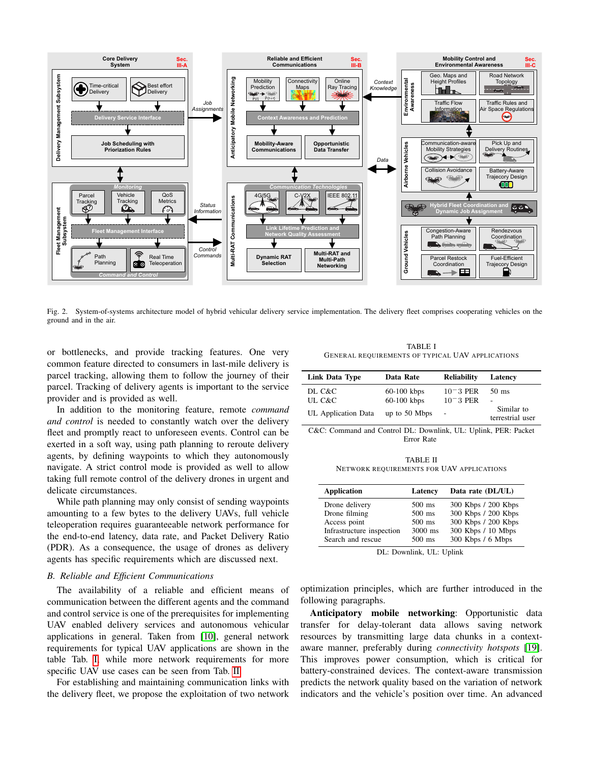Fig. 2. System-of-systems architecture model of hybrid vehicular delivery service implementation. The delivery fleet comprises cooperating vehicles on the ground and in the air.

or bottlenecks, and provide tracking features. One very common feature directed to consumers in last-mile delivery is parcel tracking, allowing them to follow the journey of their parcel. Tracking of delivery agents is important to the service provider and is provided as well.

In addition to the monitoring feature, remote *command and control* is needed to constantly watch over the delivery fleet and promptly react to unforeseen events. Control can be exerted in a soft way, using path planning to reroute delivery agents, by defining waypoints to which they autonomously navigate. A strict control mode is provided as well to allow taking full remote control of the delivery drones in urgent and delicate circumstances.

While path planning may only consist of sending waypoints amounting to a few bytes to the delivery UAVs, full vehicle teleoperation requires guaranteeable network performance for the end-to-end latency, data rate, and Packet Delivery Ratio (PDR). As a consequence, the usage of drones as delivery agents has specific requirements which are discussed next.

### *B. Reliable and Efficient Communications*

The availability of a reliable and efficient means of communication between the different agents and the command and control service is one of the prerequisites for implementing UAV enabled delivery services and autonomous vehicular applications in general. Taken from [10], general network requirements for typical UAV applications are shown in the table Tab. I, while more network requirements for more specific UAV use cases can be seen from Tab. II.

For establishing and maintaining communication links with the delivery fleet, we propose the exploitation of two network optimization principles, which are further introduced in the following paragraphs.

TABLE I
General requirements of typical UAV applications

| Link Data Type | Data Rate | Reliability | Latency |
|---|---|---|---|
| DL C&C | 60-100 kbps | $10^{-3}$ PER | 50 ms |
| UL C&C | 60-100 kbps | $10^{-3}$ PER | - |
| UL Application Data | up to 50 Mbps | - | Similar to terrestrial user |

C&C: Command and Control DL: Downlink, UL: Uplink, PER: Packet Error Rate

TABLE II
Network requirements for UAV applications

| Application | Latency | Data rate (DL/UL) |
|---|---|---|
| Drone delivery | 500 ms | 300 Kbps / 200 Kbps |
| Drone filming | 500 ms | 300 Kbps / 200 Kbps |
| Access point | 500 ms | 300 Kbps / 200 Kbps |
| Infrastructure inspection | 3000 ms | 300 Kbps / 10 Mbps |
| Search and rescue | 500 ms | 300 Kbps / 6 Mbps |

DL: Downlink, UL: Uplink

**Anticipatory mobile networking**: Opportunistic data transfer for delay-tolerant data allows saving network resources by transmitting large data chunks in a context-aware manner, preferably during *connectivity hotspots* [19]. This improves power consumption, which is critical for battery-constrained devices. The context-aware transmission predicts the network quality based on the variation of network indicators and the vehicle's position over time. An advanced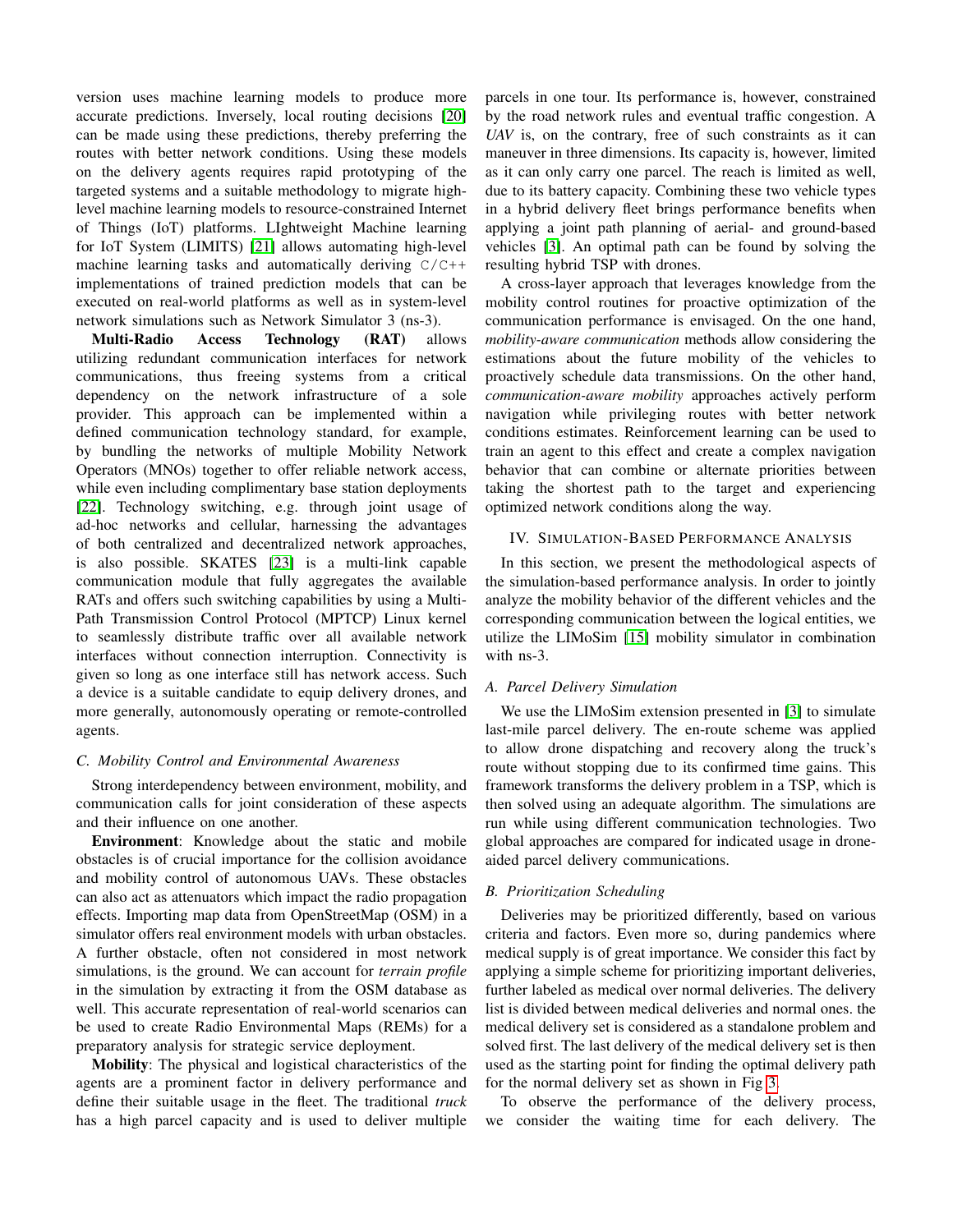version uses machine learning models to produce more accurate predictions. Inversely, local routing decisions [20] can be made using these predictions, thereby preferring the routes with better network conditions. Using these models on the delivery agents requires rapid prototyping of the targeted systems and a suitable methodology to migrate high-level machine learning models to resource-constrained Internet of Things (IoT) platforms. LIghtweight Machine learning for IoT System (LIMITS) [21] allows automating high-level machine learning tasks and automatically deriving `C/C++` implementations of trained prediction models that can be executed on real-world platforms as well as in system-level network simulations such as Network Simulator 3 (ns-3).

**Multi-Radio Access Technology (RAT)** allows utilizing redundant communication interfaces for network communications, thus freeing systems from a critical dependency on the network infrastructure of a sole provider. This approach can be implemented within a defined communication technology standard, for example, by bundling the networks of multiple Mobility Network Operators (MNOs) together to offer reliable network access, while even including complimentary base station deployments [22]. Technology switching, e.g. through joint usage of ad-hoc networks and cellular, harnessing the advantages of both centralized and decentralized network approaches, is also possible. SKATES [23] is a multi-link capable communication module that fully aggregates the available RATs and offers such switching capabilities by using a Multi-Path Transmission Control Protocol (MPTCP) Linux kernel to seamlessly distribute traffic over all available network interfaces without connection interruption. Connectivity is given so long as one interface still has network access. Such a device is a suitable candidate to equip delivery drones, and more generally, autonomously operating or remote-controlled agents.

### C. Mobility Control and Environmental Awareness

Strong interdependency between environment, mobility, and communication calls for joint consideration of these aspects and their influence on one another.

**Environment**: Knowledge about the static and mobile obstacles is of crucial importance for the collision avoidance and mobility control of autonomous UAVs. These obstacles can also act as attenuators which impact the radio propagation effects. Importing map data from OpenStreetMap (OSM) in a simulator offers real environment models with urban obstacles. A further obstacle, often not considered in most network simulations, is the ground. We can account for *terrain profile* in the simulation by extracting it from the OSM database as well. This accurate representation of real-world scenarios can be used to create Radio Environmental Maps (REMs) for a preparatory analysis for strategic service deployment.

**Mobility**: The physical and logistical characteristics of the agents are a prominent factor in delivery performance and define their suitable usage in the fleet. The traditional *truck* has a high parcel capacity and is used to deliver multiple parcels in one tour. Its performance is, however, constrained by the road network rules and eventual traffic congestion. A *UAV* is, on the contrary, free of such constraints as it can maneuver in three dimensions. Its capacity is, however, limited as it can only carry one parcel. The reach is limited as well, due to its battery capacity. Combining these two vehicle types in a hybrid delivery fleet brings performance benefits when applying a joint path planning of aerial- and ground-based vehicles [3]. An optimal path can be found by solving the resulting hybrid TSP with drones.

A cross-layer approach that leverages knowledge from the mobility control routines for proactive optimization of the communication performance is envisaged. On the one hand, *mobility-aware communication* methods allow considering the estimations about the future mobility of the vehicles to proactively schedule data transmissions. On the other hand, *communication-aware mobility* approaches actively perform navigation while privileging routes with better network conditions estimates. Reinforcement learning can be used to train an agent to this effect and create a complex navigation behavior that can combine or alternate priorities between taking the shortest path to the target and experiencing optimized network conditions along the way.

## IV. Simulation-Based Performance Analysis

In this section, we present the methodological aspects of the simulation-based performance analysis. In order to jointly analyze the mobility behavior of the different vehicles and the corresponding communication between the logical entities, we utilize the LIMoSim [15] mobility simulator in combination with ns-3.

### A. Parcel Delivery Simulation

We use the LIMoSim extension presented in [3] to simulate last-mile parcel delivery. The en-route scheme was applied to allow drone dispatching and recovery along the truck's route without stopping due to its confirmed time gains. This framework transforms the delivery problem in a TSP, which is then solved using an adequate algorithm. The simulations are run while using different communication technologies. Two global approaches are compared for indicated usage in drone-aided parcel delivery communications.

### B. Prioritization Scheduling

Deliveries may be prioritized differently, based on various criteria and factors. Even more so, during pandemics where medical supply is of great importance. We consider this fact by applying a simple scheme for prioritizing important deliveries, further labeled as medical over normal deliveries. The delivery list is divided between medical deliveries and normal ones. the medical delivery set is considered as a standalone problem and solved first. The last delivery of the medical delivery set is then used as the starting point for finding the optimal delivery path for the normal delivery set as shown in Fig 3.

To observe the performance of the delivery process, we consider the waiting time for each delivery. The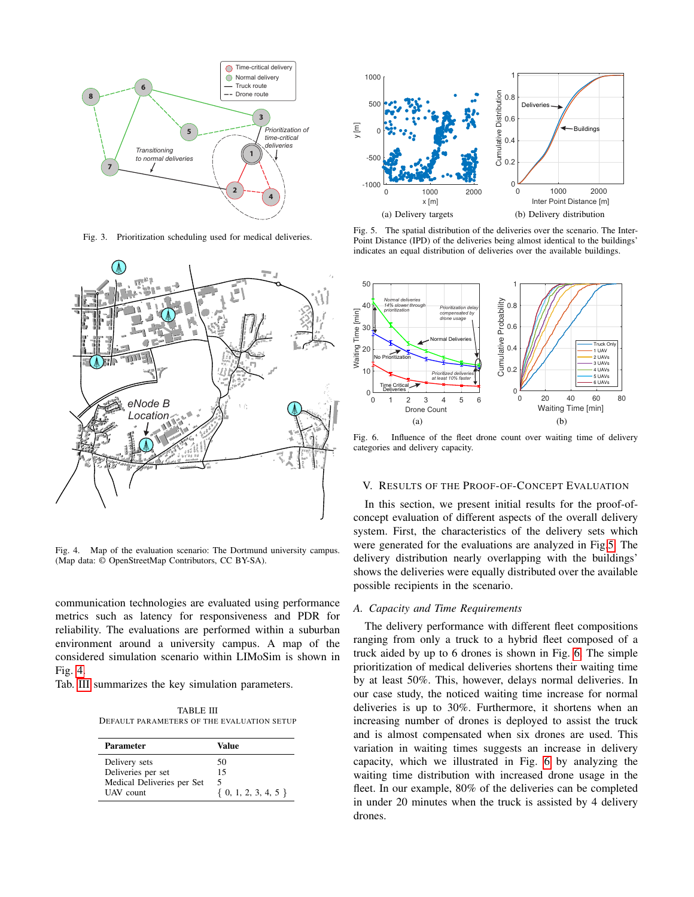Time-critical delivery
Normal delivery
Truck route
Drone route

Prioritization of time-critical deliveries

Transitioning to normal deliveries

Fig. 3. Prioritization scheduling used for medical deliveries.

eNode B Location

Fig. 4. Map of the evaluation scenario: The Dortmund university campus. (Map data: © OpenStreetMap Contributors, CC BY-SA).

communication technologies are evaluated using performance metrics such as latency for responsiveness and PDR for reliability. The evaluations are performed within a suburban environment around a university campus. A map of the considered simulation scenario within LIMoSim is shown in Fig. 4.

Tab. III summarizes the key simulation parameters.

TABLE III
DEFAULT PARAMETERS OF THE EVALUATION SETUP

| Parameter | Value |
|---|---|
| Delivery sets | 50 |
| Deliveries per set | 15 |
| Medical Deliveries per Set | 5 |
| UAV count | { 0, 1, 2, 3, 4, 5 } |

(a) Delivery targets

(b) Delivery distribution

Deliveries
Buildings
Inter Point Distance [m]
Cumulative Distribution

Fig. 5. The spatial distribution of the deliveries over the scenario. The Inter-Point Distance (IPD) of the deliveries being almost identical to the buildings' indicates an equal distribution of deliveries over the available buildings.

Normal deliveries 14% slower through prioritization

Prioritization delay compensated by drone usage

Normal Deliveries

No Prioritization

Prioritized deliveries at least 10% faster

Time Critical Deliveries

Waiting Time [min]
Drone Count

(a)

Truck Only
1 UAV
2 UAVs
3 UAVs
4 UAVs
5 UAVs
6 UAVs

Cumulative Probability
Waiting Time [min]

(b)

Fig. 6. Influence of the fleet drone count over waiting time of delivery categories and delivery capacity.

## V. Results of the Proof-of-Concept Evaluation

In this section, we present initial results for the proof-of-concept evaluation of different aspects of the overall delivery system. First, the characteristics of the delivery sets which were generated for the evaluations are analyzed in Fig. 5. The delivery distribution nearly overlapping with the buildings' shows the deliveries were equally distributed over the available possible recipients in the scenario.

### A. Capacity and Time Requirements

The delivery performance with different fleet compositions ranging from only a truck to a hybrid fleet composed of a truck aided by up to 6 drones is shown in Fig. 6. The simple prioritization of medical deliveries shortens their waiting time by at least 50%. This, however, delays normal deliveries. In our case study, the noticed waiting time increase for normal deliveries is up to 30%. Furthermore, it shortens when an increasing number of drones is deployed to assist the truck and is almost compensated when six drones are used. This variation in waiting times suggests an increase in delivery capacity, which we illustrated in Fig. 6 by analyzing the waiting time distribution with increased drone usage in the fleet. In our example, 80% of the deliveries can be completed in under 20 minutes when the truck is assisted by 4 delivery drones.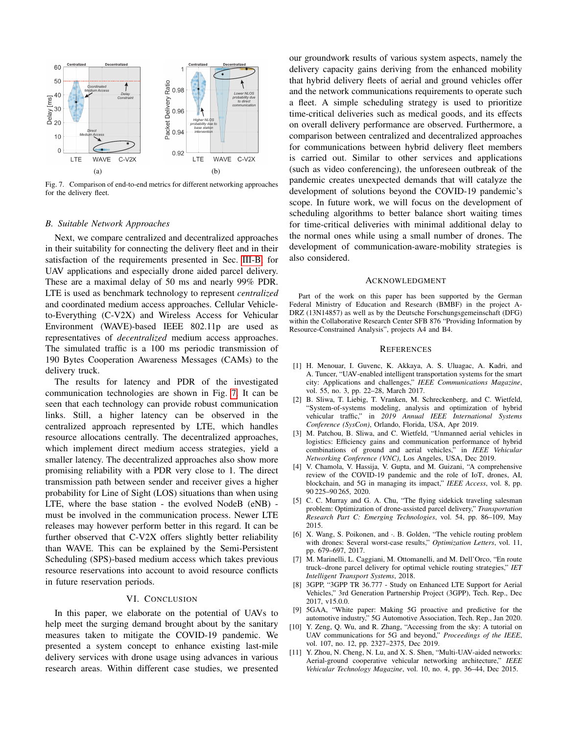Centralized

Decentralized

60

50

40

30

20

10

0

Delay [ms]

Coordinated Medium Access

Delay Constraint

Direct Medium Access

LTE WAVE C-V2X

(a)

Centralized

Decentralized

1

0.98

0.96

0.94

0.92

Packet Delivery Ratio

Higher NLOS probability due to base station intervention

Lower NLOS probability due to direct communication

LTE WAVE C-V2X

(b)

Fig. 7. Comparison of end-to-end metrics for different networking approaches for the delivery fleet.

### *B. Suitable Network Approaches*

Next, we compare centralized and decentralized approaches in their suitability for connecting the delivery fleet and in their satisfaction of the requirements presented in Sec. III-B for UAV applications and especially drone aided parcel delivery. These are a maximal delay of 50 ms and nearly 99% PDR. LTE is used as benchmark technology to represent *centralized* and coordinated medium access approaches. Cellular Vehicle-to-Everything (C-V2X) and Wireless Access for Vehicular Environment (WAVE)-based IEEE 802.11p are used as representatives of *decentralized* medium access approaches. The simulated traffic is a 100 ms periodic transmission of 190 Bytes Cooperation Awareness Messages (CAMs) to the delivery truck.

The results for latency and PDR of the investigated communication technologies are shown in Fig. 7. It can be seen that each technology can provide robust communication links. Still, a higher latency can be observed in the centralized approach represented by LTE, which handles resource allocations centrally. The decentralized approaches, which implement direct medium access strategies, yield a smaller latency. The decentralized approaches also show more promising reliability with a PDR very close to 1. The direct transmission path between sender and receiver gives a higher probability for Line of Sight (LOS) situations than when using LTE, where the base station - the evolved NodeB (eNB) - must be involved in the communication process. Newer LTE releases may however perform better in this regard. It can be further observed that C-V2X offers slightly better reliability than WAVE. This can be explained by the Semi-Persistent Scheduling (SPS)-based medium access which takes previous resource reservations into account to avoid resource conflicts in future reservation periods.

## VI. Conclusion

In this paper, we elaborate on the potential of UAVs to help meet the surging demand brought about by the sanitary measures taken to mitigate the COVID-19 pandemic. We presented a system concept to enhance existing last-mile delivery services with drone usage using advances in various research areas. Within different case studies, we presented our groundwork results of various system aspects, namely the delivery capacity gains deriving from the enhanced mobility that hybrid delivery fleets of aerial and ground vehicles offer and the network communications requirements to operate such a fleet. A simple scheduling strategy is used to prioritize time-critical deliveries such as medical goods, and its effects on overall delivery performance are observed. Furthermore, a comparison between centralized and decentralized approaches for communications between hybrid delivery fleet members is carried out. Similar to other services and applications (such as video conferencing), the unforeseen outbreak of the pandemic creates unexpected demands that will catalyze the development of solutions beyond the COVID-19 pandemic's scope. In future work, we will focus on the development of scheduling algorithms to better balance short waiting times for time-critical deliveries with minimal additional delay to the normal ones while using a small number of drones. The development of communication-aware-mobility strategies is also considered.

## Acknowledgment

Part of the work on this paper has been supported by the German Federal Ministry of Education and Research (BMBF) in the project A-DRZ (13N14857) as well as by the Deutsche Forschungsgemeinschaft (DFG) within the Collaborative Research Center SFB 876 "Providing Information by Resource-Constrained Analysis", projects A4 and B4.

## References

[1] H. Menouar, I. Guvenc, K. Akkaya, A. S. Uluagac, A. Kadri, and A. Tuncer, "UAV-enabled intelligent transportation systems for the smart city: Applications and challenges," *IEEE Communications Magazine*, vol. 55, no. 3, pp. 22–28, March 2017.

[2] B. Sliwa, T. Liebig, T. Vranken, M. Schreckenberg, and C. Wietfeld, "System-of-systems modeling, analysis and optimization of hybrid vehicular traffic," in *2019 Annual IEEE International Systems Conference (SysCon)*, Orlando, Florida, USA, Apr 2019.

[3] M. Patchou, B. Sliwa, and C. Wietfeld, "Unmanned aerial vehicles in logistics: Efficiency gains and communication performance of hybrid combinations of ground and aerial vehicles," in *IEEE Vehicular Networking Conference (VNC)*, Los Angeles, USA, Dec 2019.

[4] V. Chamola, V. Hassija, V. Gupta, and M. Guizani, "A comprehensive review of the COVID-19 pandemic and the role of IoT, drones, AI, blockchain, and 5G in managing its impact," *IEEE Access*, vol. 8, pp. 90 225–90 265, 2020.

[5] C. C. Murray and G. A. Chu, "The flying sidekick traveling salesman problem: Optimization of drone-assisted parcel delivery," *Transportation Research Part C: Emerging Technologies*, vol. 54, pp. 86–109, May 2015.

[6] X. Wang, S. Poikonen, and ·. B. Golden, "The vehicle routing problem with drones: Several worst-case results," *Optimization Letters*, vol. 11, pp. 679–697, 2017.

[7] M. Marinelli, L. Caggiani, M. Ottomanelli, and M. Dell'Orco, "En route truck–drone parcel delivery for optimal vehicle routing strategies," *IET Intelligent Transport Systems*, 2018.

[8] 3GPP, "3GPP TR 36.777 - Study on Enhanced LTE Support for Aerial Vehicles," 3rd Generation Partnership Project (3GPP), Tech. Rep., Dec 2017, v15.0.0.

[9] 5GAA, "White paper: Making 5G proactive and predictive for the automotive industry," 5G Automotive Association, Tech. Rep., Jan 2020.

[10] Y. Zeng, Q. Wu, and R. Zhang, "Accessing from the sky: A tutorial on UAV communications for 5G and beyond," *Proceedings of the IEEE*, vol. 107, no. 12, pp. 2327–2375, Dec 2019.

[11] Y. Zhou, N. Cheng, N. Lu, and X. S. Shen, "Multi-UAV-aided networks: Aerial-ground cooperative vehicular networking architecture," *IEEE Vehicular Technology Magazine*, vol. 10, no. 4, pp. 36–44, Dec 2015.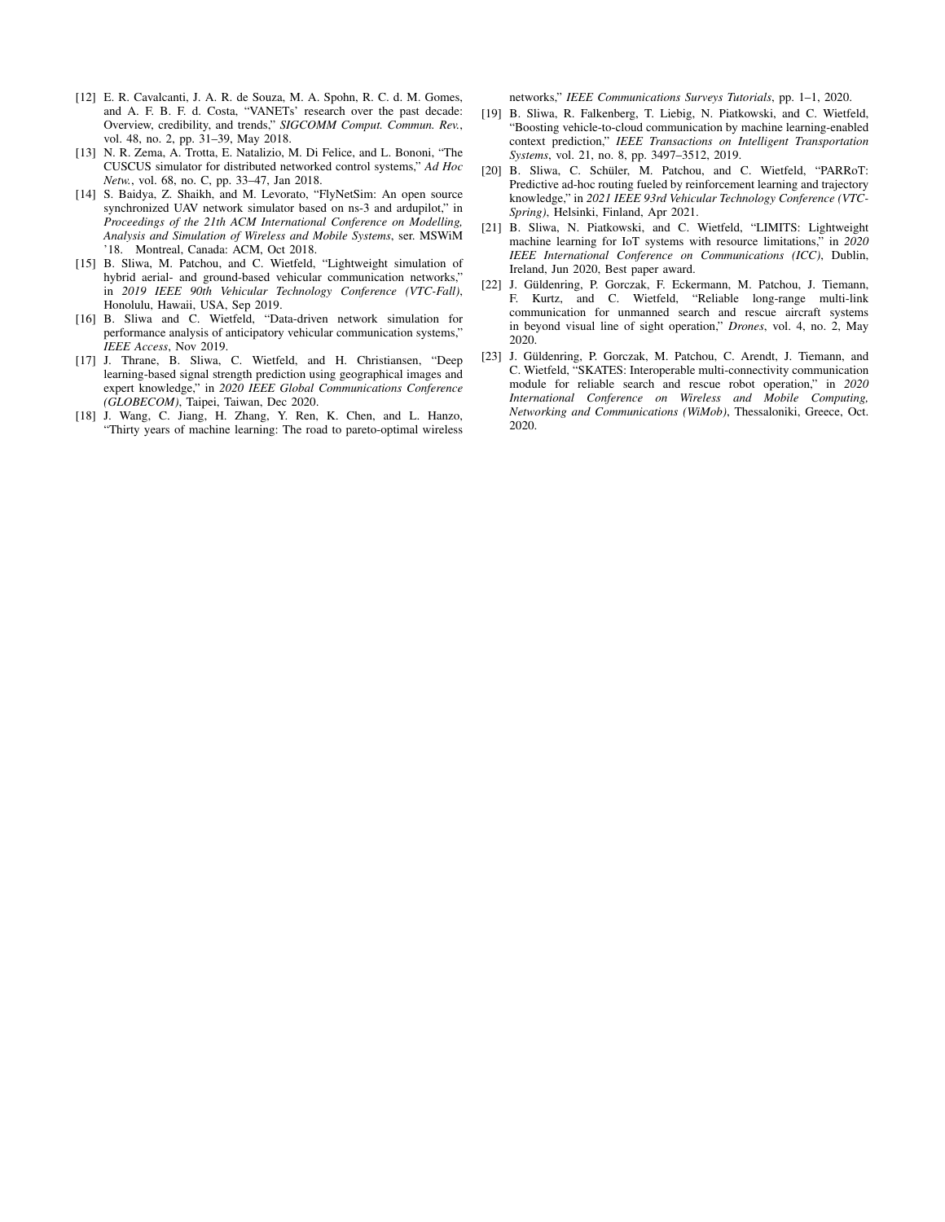[12] E. R. Cavalcanti, J. A. R. de Souza, M. A. Spohn, R. C. d. M. Gomes, and A. F. B. F. d. Costa, "VANETs' research over the past decade: Overview, credibility, and trends," *SIGCOMM Comput. Commun. Rev.*, vol. 48, no. 2, pp. 31–39, May 2018.

[13] N. R. Zema, A. Trotta, E. Natalizio, M. Di Felice, and L. Bononi, "The CUSCUS simulator for distributed networked control systems," *Ad Hoc Netw.*, vol. 68, no. C, pp. 33–47, Jan 2018.

[14] S. Baidya, Z. Shaikh, and M. Levorato, "FlyNetSim: An open source synchronized UAV network simulator based on ns-3 and ardupilot," in *Proceedings of the 21th ACM International Conference on Modelling, Analysis and Simulation of Wireless and Mobile Systems*, ser. MSWiM '18. Montreal, Canada: ACM, Oct 2018.

[15] B. Sliwa, M. Patchou, and C. Wietfeld, "Lightweight simulation of hybrid aerial- and ground-based vehicular communication networks," in *2019 IEEE 90th Vehicular Technology Conference (VTC-Fall)*, Honolulu, Hawaii, USA, Sep 2019.

[16] B. Sliwa and C. Wietfeld, "Data-driven network simulation for performance analysis of anticipatory vehicular communication systems," *IEEE Access*, Nov 2019.

[17] J. Thrane, B. Sliwa, C. Wietfeld, and H. Christiansen, "Deep learning-based signal strength prediction using geographical images and expert knowledge," in *2020 IEEE Global Communications Conference (GLOBECOM)*, Taipei, Taiwan, Dec 2020.

[18] J. Wang, C. Jiang, H. Zhang, Y. Ren, K. Chen, and L. Hanzo, "Thirty years of machine learning: The road to pareto-optimal wireless networks," *IEEE Communications Surveys Tutorials*, pp. 1–1, 2020.

[19] B. Sliwa, R. Falkenberg, T. Liebig, N. Piatkowski, and C. Wietfeld, "Boosting vehicle-to-cloud communication by machine learning-enabled context prediction," *IEEE Transactions on Intelligent Transportation Systems*, vol. 21, no. 8, pp. 3497–3512, 2019.

[20] B. Sliwa, C. Schüler, M. Patchou, and C. Wietfeld, "PARRoT: Predictive ad-hoc routing fueled by reinforcement learning and trajectory knowledge," in *2021 IEEE 93rd Vehicular Technology Conference (VTC-Spring)*, Helsinki, Finland, Apr 2021.

[21] B. Sliwa, N. Piatkowski, and C. Wietfeld, "LIMITS: Lightweight machine learning for IoT systems with resource limitations," in *2020 IEEE International Conference on Communications (ICC)*, Dublin, Ireland, Jun 2020, Best paper award.

[22] J. Güldenring, P. Gorczak, F. Eckermann, M. Patchou, J. Tiemann, F. Kurtz, and C. Wietfeld, "Reliable long-range multi-link communication for unmanned search and rescue aircraft systems in beyond visual line of sight operation," *Drones*, vol. 4, no. 2, May 2020.

[23] J. Güldenring, P. Gorczak, M. Patchou, C. Arendt, J. Tiemann, and C. Wietfeld, "SKATES: Interoperable multi-connectivity communication module for reliable search and rescue robot operation," in *2020 International Conference on Wireless and Mobile Computing, Networking and Communications (WiMob)*, Thessaloniki, Greece, Oct. 2020.